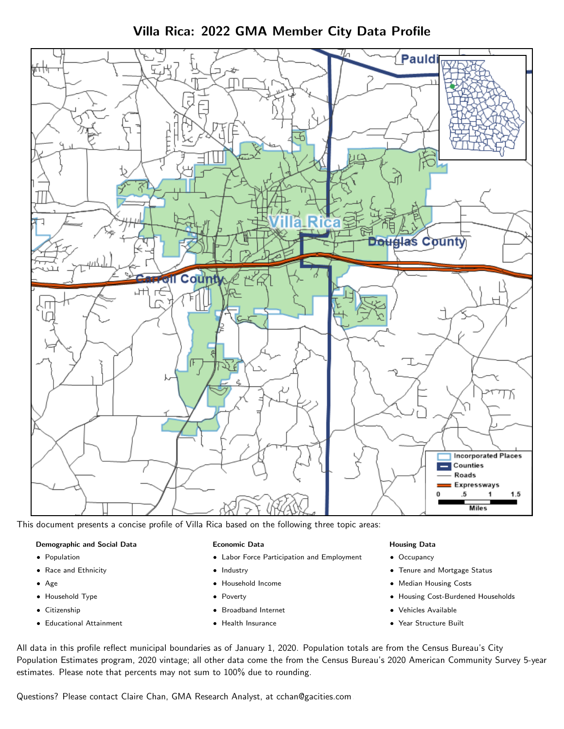# Villa Rica: 2022 GMA Member City Data Profile

This document presents a concise profile of Villa Rica based on the following three topic areas:

**Demographic and Social Data**

- Population
- Race and Ethnicity
- Age
- Household Type
- Citizenship
- Educational Attainment

**Economic Data**

- Labor Force Participation and Employment
- Industry
- Household Income
- Poverty
- Broadband Internet
- Health Insurance

**Housing Data**

- Occupancy
- Tenure and Mortgage Status
- Median Housing Costs
- Housing Cost-Burdened Households
- Vehicles Available
- Year Structure Built

All data in this profile reflect municipal boundaries as of January 1, 2020. Population totals are from the Census Bureau's City Population Estimates program, 2020 vintage; all other data come the from the Census Bureau's 2020 American Community Survey 5-year estimates. Please note that percents may not sum to 100% due to rounding.

Questions? Please contact Claire Chan, GMA Research Analyst, at cchan@gacities.com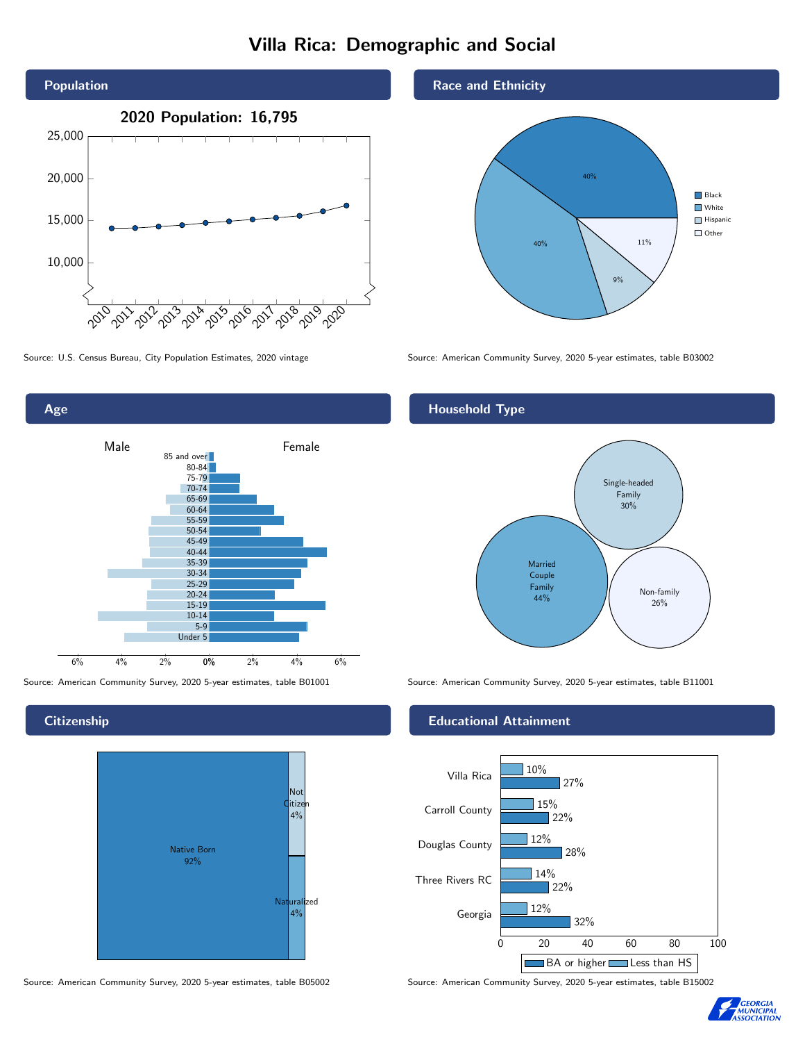# Villa Rica: Demographic and Social

## Population

2020 Population: 16,795

Source: U.S. Census Bureau, City Population Estimates, 2020 vintage

## Race and Ethnicity

| Race/Ethnicity | Percent |
|---|---|
| Black | 40% |
| White | 40% |
| Hispanic | 9% |
| Other | 11% |

Source: American Community Survey, 2020 5-year estimates, table B03002

## Age

Male / Female

Age groups: 85 and over, 80-84, 75-79, 70-74, 65-69, 60-64, 55-59, 50-54, 45-49, 40-44, 35-39, 30-34, 25-29, 20-24, 15-19, 10-14, 5-9, Under 5

Source: American Community Survey, 2020 5-year estimates, table B01001

## Household Type

| Household Type | Percent |
|---|---|
| Married Couple Family | 44% |
| Single-headed Family | 30% |
| Non-family | 26% |

Source: American Community Survey, 2020 5-year estimates, table B11001

## Citizenship

| Citizenship | Percent |
|---|---|
| Native Born | 92% |
| Not Citizen | 4% |
| Naturalized | 4% |

Source: American Community Survey, 2020 5-year estimates, table B05002

## Educational Attainment

| Area | Less than HS | BA or higher |
|---|---|---|
| Villa Rica | 10% | 27% |
| Carroll County | 15% | 22% |
| Douglas County | 12% | 28% |
| Three Rivers RC | 14% | 22% |
| Georgia | 12% | 32% |

Source: American Community Survey, 2020 5-year estimates, table B15002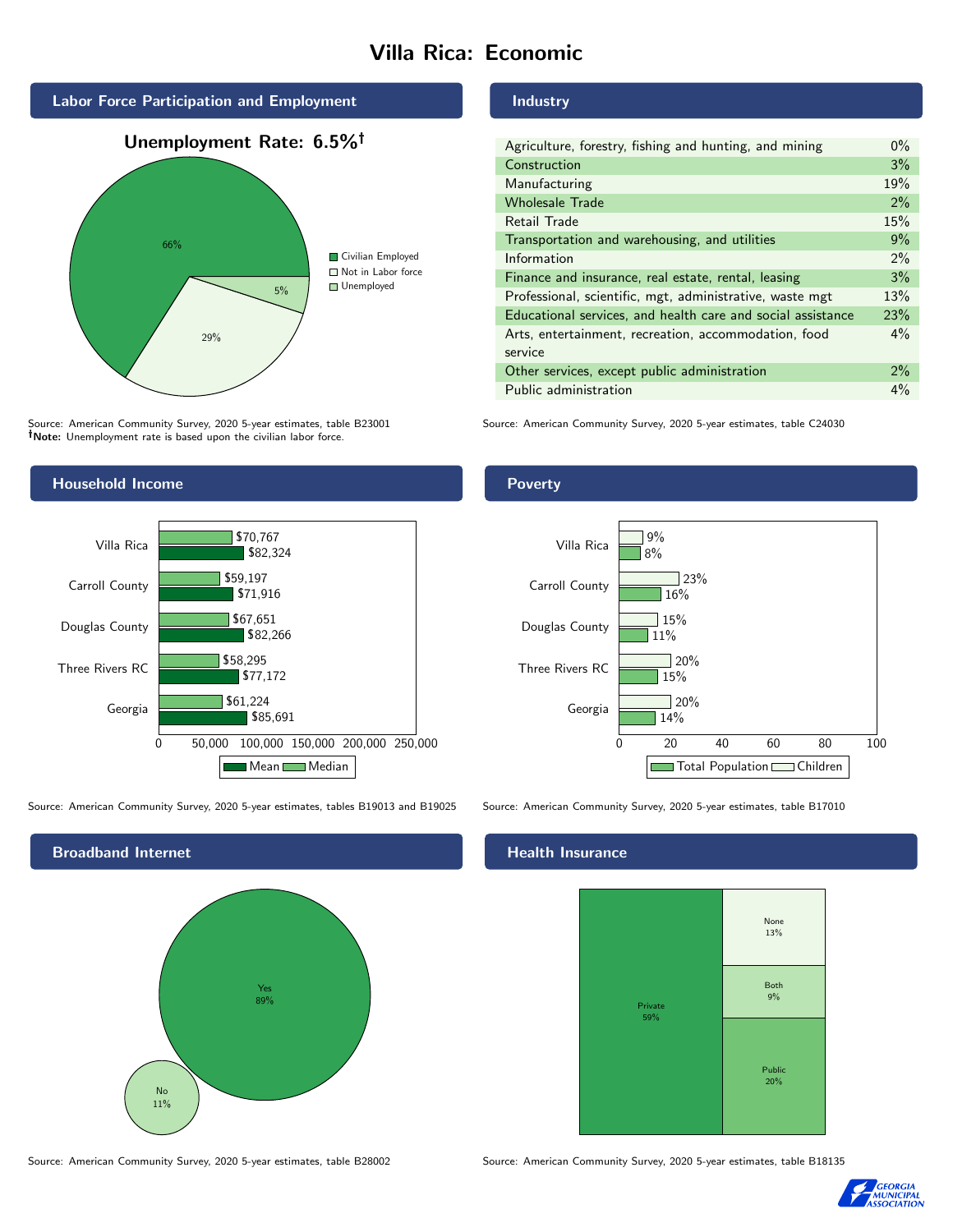# Villa Rica: Economic

## Labor Force Participation and Employment

**Unemployment Rate: 6.5%†**

| Category | Percent |
|---|---|
| Civilian Employed | 66% |
| Not in Labor force | 29% |
| Unemployed | 5% |

Source: American Community Survey, 2020 5-year estimates, table B23001
**†Note:** Unemployment rate is based upon the civilian labor force.

## Industry

| Industry | Percent |
|---|---|
| Agriculture, forestry, fishing and hunting, and mining | 0% |
| Construction | 3% |
| Manufacturing | 19% |
| Wholesale Trade | 2% |
| Retail Trade | 15% |
| Transportation and warehousing, and utilities | 9% |
| Information | 2% |
| Finance and insurance, real estate, rental, leasing | 3% |
| Professional, scientific, mgt, administrative, waste mgt | 13% |
| Educational services, and health care and social assistance | 23% |
| Arts, entertainment, recreation, accommodation, food service | 4% |
| Other services, except public administration | 2% |
| Public administration | 4% |

Source: American Community Survey, 2020 5-year estimates, table C24030

## Household Income

| | Median | Mean |
|---|---|---|
| Villa Rica | $70,767 | $82,324 |
| Carroll County | $59,197 | $71,916 |
| Douglas County | $67,651 | $82,266 |
| Three Rivers RC | $58,295 | $77,172 |
| Georgia | $61,224 | $85,691 |

Source: American Community Survey, 2020 5-year estimates, tables B19013 and B19025

## Poverty

| | Children | Total Population |
|---|---|---|
| Villa Rica | 9% | 8% |
| Carroll County | 23% | 16% |
| Douglas County | 15% | 11% |
| Three Rivers RC | 20% | 15% |
| Georgia | 20% | 14% |

Source: American Community Survey, 2020 5-year estimates, table B17010

## Broadband Internet

| | Percent |
|---|---|
| Yes | 89% |
| No | 11% |

Source: American Community Survey, 2020 5-year estimates, table B28002

## Health Insurance

| | Percent |
|---|---|
| Private | 59% |
| Public | 20% |
| Both | 9% |
| None | 13% |

Source: American Community Survey, 2020 5-year estimates, table B18135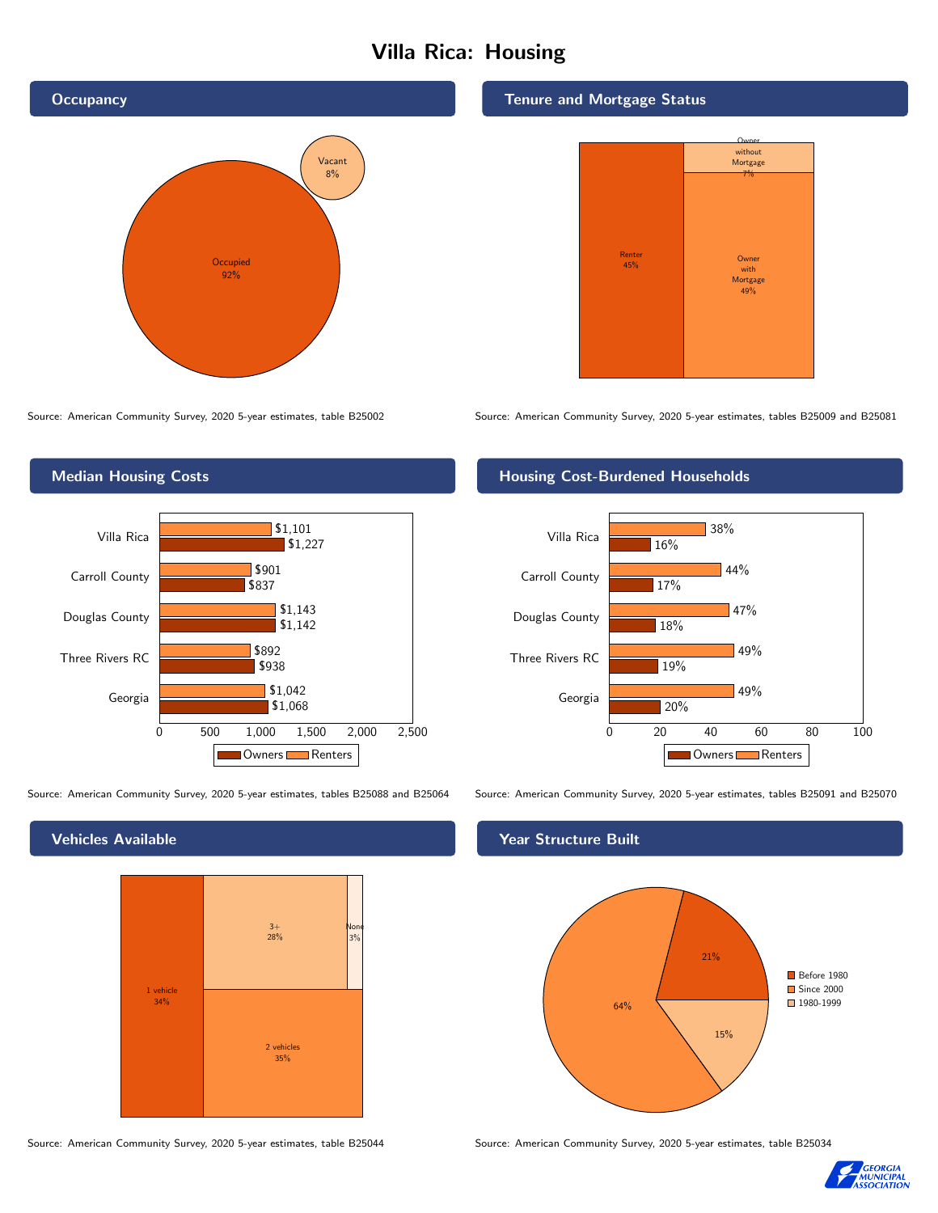# Villa Rica: Housing

## Occupancy

Vacant
8%

Occupied
92%

Source: American Community Survey, 2020 5-year estimates, table B25002

## Tenure and Mortgage Status

Owner
without
Mortgage
7%

Renter
45%

Owner
with
Mortgage
49%

Source: American Community Survey, 2020 5-year estimates, tables B25009 and B25081

## Median Housing Costs

Villa Rica
$1,101
$1,227

Carroll County
$901
$837

Douglas County
$1,143
$1,142

Three Rivers RC
$892
$938

Georgia
$1,042
$1,068

0 500 1,000 1,500 2,000 2,500

Owners Renters

Source: American Community Survey, 2020 5-year estimates, tables B25088 and B25064

## Housing Cost-Burdened Households

Villa Rica
38%
16%

Carroll County
44%
17%

Douglas County
47%
18%

Three Rivers RC
49%
19%

Georgia
49%
20%

0 20 40 60 80 100

Owners Renters

Source: American Community Survey, 2020 5-year estimates, tables B25091 and B25070

## Vehicles Available

1 vehicle
34%

3+
28%

None
3%

2 vehicles
35%

Source: American Community Survey, 2020 5-year estimates, table B25044

## Year Structure Built

21%

64%

15%

Before 1980
Since 2000
1980-1999

Source: American Community Survey, 2020 5-year estimates, table B25034